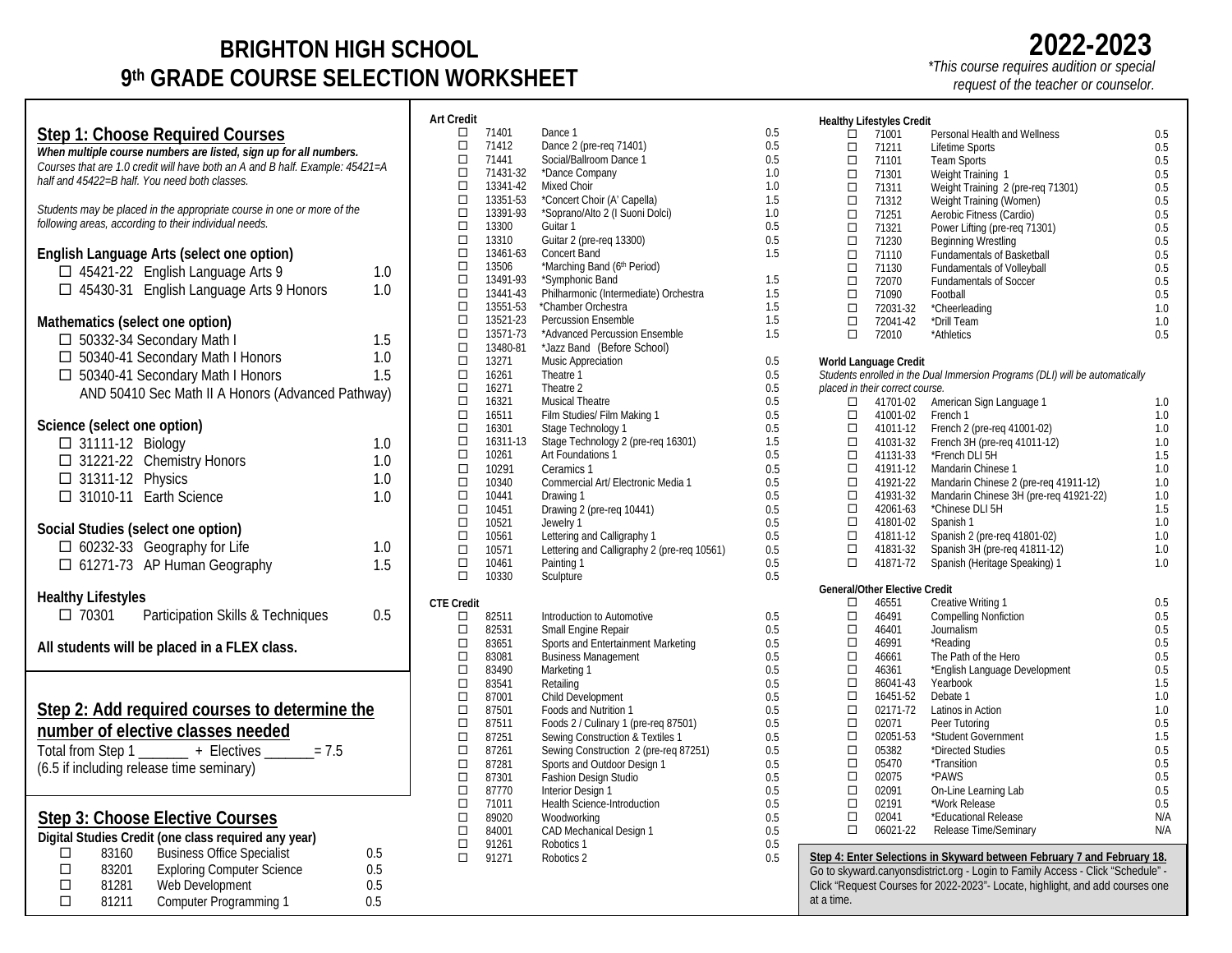# BRIGHTON HIGH SCHOOL
# 9th GRADE COURSE SELECTION WORKSHEET

**2022-2023**

*\*This course requires audition or special request of the teacher or counselor.*

## Step 1: Choose Required Courses

***When multiple course numbers are listed, sign up for all numbers.***
*Courses that are 1.0 credit will have both an A and B half. Example: 45421=A half and 45422=B half. You need both classes.*

*Students may be placed in the appropriate course in one or more of the following areas, according to their individual needs.*

**English Language Arts (select one option)**

| | Course | Title | Credit |
|---|---|---|---|
| ☐ | 45421-22 | English Language Arts 9 | 1.0 |
| ☐ | 45430-31 | English Language Arts 9 Honors | 1.0 |

**Mathematics (select one option)**

| | Course | Title | Credit |
|---|---|---|---|
| ☐ | 50332-34 | Secondary Math I | 1.5 |
| ☐ | 50340-41 | Secondary Math I Honors | 1.0 |
| ☐ | 50340-41 | Secondary Math I Honors AND 50410 Sec Math II A Honors (Advanced Pathway) | 1.5 |

**Science (select one option)**

| | Course | Title | Credit |
|---|---|---|---|
| ☐ | 31111-12 | Biology | 1.0 |
| ☐ | 31221-22 | Chemistry Honors | 1.0 |
| ☐ | 31311-12 | Physics | 1.0 |
| ☐ | 31010-11 | Earth Science | 1.0 |

**Social Studies (select one option)**

| | Course | Title | Credit |
|---|---|---|---|
| ☐ | 60232-33 | Geography for Life | 1.0 |
| ☐ | 61271-73 | AP Human Geography | 1.5 |

**Healthy Lifestyles**

| | Course | Title | Credit |
|---|---|---|---|
| ☐ | 70301 | Participation Skills & Techniques | 0.5 |

**All students will be placed in a FLEX class.**

## Step 2: Add required courses to determine the number of elective classes needed

Total from Step 1 _______ + Electives _______= 7.5
(6.5 if including release time seminary)

## Step 3: Choose Elective Courses

**Digital Studies Credit (one class required any year)**

| | Course | Title | Credit |
|---|---|---|---|
| ☐ | 83160 | Business Office Specialist | 0.5 |
| ☐ | 83201 | Exploring Computer Science | 0.5 |
| ☐ | 81281 | Web Development | 0.5 |
| ☐ | 81211 | Computer Programming 1 | 0.5 |

**Art Credit**

| | Course | Title | Credit |
|---|---|---|---|
| ☐ | 71401 | Dance 1 | 0.5 |
| ☐ | 71412 | Dance 2 (pre-req 71401) | 0.5 |
| ☐ | 71441 | Social/Ballroom Dance 1 | 0.5 |
| ☐ | 71431-32 | *Dance Company | 1.0 |
| ☐ | 13341-42 | Mixed Choir | 1.0 |
| ☐ | 13351-53 | *Concert Choir (A' Capella) | 1.5 |
| ☐ | 13391-93 | *Soprano/Alto 2 (I Suoni Dolci) | 1.0 |
| ☐ | 13300 | Guitar 1 | 0.5 |
| ☐ | 13310 | Guitar 2 (pre-req 13300) | 0.5 |
| ☐ | 13461-63 | Concert Band | 1.5 |
| ☐ | 13506 | *Marching Band (6th Period) | |
| ☐ | 13491-93 | *Symphonic Band | 1.5 |
| ☐ | 13441-43 | Philharmonic (Intermediate) Orchestra | 1.5 |
| ☐ | 13551-53 | *Chamber Orchestra | 1.5 |
| ☐ | 13521-23 | Percussion Ensemble | 1.5 |
| ☐ | 13571-73 | *Advanced Percussion Ensemble | 1.5 |
| ☐ | 13480-81 | *Jazz Band (Before School) | |
| ☐ | 13271 | Music Appreciation | 0.5 |
| ☐ | 16261 | Theatre 1 | 0.5 |
| ☐ | 16271 | Theatre 2 | 0.5 |
| ☐ | 16321 | Musical Theatre | 0.5 |
| ☐ | 16511 | Film Studies/ Film Making 1 | 0.5 |
| ☐ | 16301 | Stage Technology 1 | 0.5 |
| ☐ | 16311-13 | Stage Technology 2 (pre-req 16301) | 1.5 |
| ☐ | 10261 | Art Foundations 1 | 0.5 |
| ☐ | 10291 | Ceramics 1 | 0.5 |
| ☐ | 10340 | Commercial Art/ Electronic Media 1 | 0.5 |
| ☐ | 10441 | Drawing 1 | 0.5 |
| ☐ | 10451 | Drawing 2 (pre-req 10441) | 0.5 |
| ☐ | 10521 | Jewelry 1 | 0.5 |
| ☐ | 10561 | Lettering and Calligraphy 1 | 0.5 |
| ☐ | 10571 | Lettering and Calligraphy 2 (pre-req 10561) | 0.5 |
| ☐ | 10461 | Painting 1 | 0.5 |
| ☐ | 10330 | Sculpture | 0.5 |

**CTE Credit**

| | Course | Title | Credit |
|---|---|---|---|
| ☐ | 82511 | Introduction to Automotive | 0.5 |
| ☐ | 82531 | Small Engine Repair | 0.5 |
| ☐ | 83651 | Sports and Entertainment Marketing | 0.5 |
| ☐ | 83081 | Business Management | 0.5 |
| ☐ | 83490 | Marketing 1 | 0.5 |
| ☐ | 83541 | Retailing | 0.5 |
| ☐ | 87001 | Child Development | 0.5 |
| ☐ | 87501 | Foods and Nutrition 1 | 0.5 |
| ☐ | 87511 | Foods 2 / Culinary 1 (pre-req 87501) | 0.5 |
| ☐ | 87251 | Sewing Construction & Textiles 1 | 0.5 |
| ☐ | 87261 | Sewing Construction 2 (pre-req 87251) | 0.5 |
| ☐ | 87281 | Sports and Outdoor Design 1 | 0.5 |
| ☐ | 87301 | Fashion Design Studio | 0.5 |
| ☐ | 87770 | Interior Design 1 | 0.5 |
| ☐ | 71011 | Health Science-Introduction | 0.5 |
| ☐ | 89020 | Woodworking | 0.5 |
| ☐ | 84001 | CAD Mechanical Design 1 | 0.5 |
| ☐ | 91261 | Robotics 1 | 0.5 |
| ☐ | 91271 | Robotics 2 | 0.5 |

**Healthy Lifestyles Credit**

| | Course | Title | Credit |
|---|---|---|---|
| ☐ | 71001 | Personal Health and Wellness | 0.5 |
| ☐ | 71211 | Lifetime Sports | 0.5 |
| ☐ | 71101 | Team Sports | 0.5 |
| ☐ | 71301 | Weight Training 1 | 0.5 |
| ☐ | 71311 | Weight Training 2 (pre-req 71301) | 0.5 |
| ☐ | 71312 | Weight Training (Women) | 0.5 |
| ☐ | 71251 | Aerobic Fitness (Cardio) | 0.5 |
| ☐ | 71321 | Power Lifting (pre-req 71301) | 0.5 |
| ☐ | 71230 | Beginning Wrestling | 0.5 |
| ☐ | 71110 | Fundamentals of Basketball | 0.5 |
| ☐ | 71130 | Fundamentals of Volleyball | 0.5 |
| ☐ | 72070 | Fundamentals of Soccer | 0.5 |
| ☐ | 71090 | Football | 0.5 |
| ☐ | 72031-32 | *Cheerleading | 1.0 |
| ☐ | 72041-42 | *Drill Team | 1.0 |
| ☐ | 72010 | *Athletics | 0.5 |

**World Language Credit**

*Students enrolled in the Dual Immersion Programs (DLI) will be automatically placed in their correct course.*

| | Course | Title | Credit |
|---|---|---|---|
| ☐ | 41701-02 | American Sign Language 1 | 1.0 |
| ☐ | 41001-02 | French 1 | 1.0 |
| ☐ | 41011-12 | French 2 (pre-req 41001-02) | 1.0 |
| ☐ | 41031-32 | French 3H (pre-req 41011-12) | 1.0 |
| ☐ | 41131-33 | *French DLI 5H | 1.5 |
| ☐ | 41911-12 | Mandarin Chinese 1 | 1.0 |
| ☐ | 41921-22 | Mandarin Chinese 2 (pre-req 41911-12) | 1.0 |
| ☐ | 41931-32 | Mandarin Chinese 3H (pre-req 41921-22) | 1.0 |
| ☐ | 42061-63 | *Chinese DLI 5H | 1.5 |
| ☐ | 41801-02 | Spanish 1 | 1.0 |
| ☐ | 41811-12 | Spanish 2 (pre-req 41801-02) | 1.0 |
| ☐ | 41831-32 | Spanish 3H (pre-req 41811-12) | 1.0 |
| ☐ | 41871-72 | Spanish (Heritage Speaking) 1 | 1.0 |

**General/Other Elective Credit**

| | Course | Title | Credit |
|---|---|---|---|
| ☐ | 46551 | Creative Writing 1 | 0.5 |
| ☐ | 46491 | Compelling Nonfiction | 0.5 |
| ☐ | 46401 | Journalism | 0.5 |
| ☐ | 46991 | *Reading | 0.5 |
| ☐ | 46661 | The Path of the Hero | 0.5 |
| ☐ | 46361 | *English Language Development | 0.5 |
| ☐ | 86041-43 | Yearbook | 1.5 |
| ☐ | 16451-52 | Debate 1 | 1.0 |
| ☐ | 02171-72 | Latinos in Action | 1.0 |
| ☐ | 02071 | Peer Tutoring | 0.5 |
| ☐ | 02051-53 | *Student Government | 1.5 |
| ☐ | 05382 | *Directed Studies | 0.5 |
| ☐ | 05470 | *Transition | 0.5 |
| ☐ | 02075 | *PAWS | 0.5 |
| ☐ | 02091 | On-Line Learning Lab | 0.5 |
| ☐ | 02191 | *Work Release | 0.5 |
| ☐ | 02041 | *Educational Release | N/A |
| ☐ | 06021-22 | Release Time/Seminary | N/A |

**Step 4: Enter Selections in Skyward between February 7 and February 18.**
Go to skyward.canyonsdistrict.org - Login to Family Access - Click "Schedule" - Click "Request Courses for 2022-2023"- Locate, highlight, and add courses one at a time.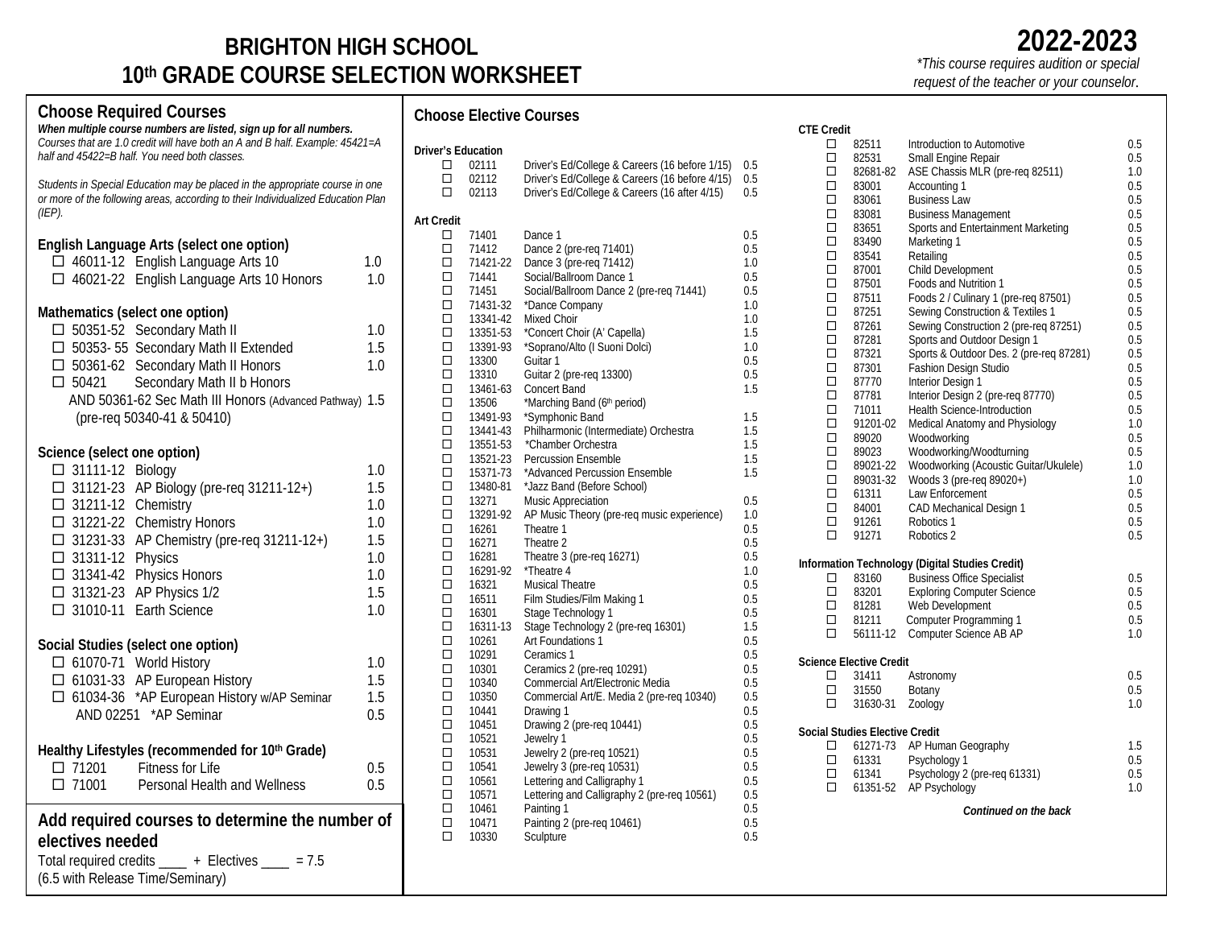# BRIGHTON HIGH SCHOOL
# 10th GRADE COURSE SELECTION WORKSHEET

**2022-2023**

*\*This course requires audition or special request of the teacher or your counselor.*

## Choose Required Courses

***When multiple course numbers are listed, sign up for all numbers.***
*Courses that are 1.0 credit will have both an A and B half. Example: 45421=A half and 45422=B half. You need both classes.*

*Students in Special Education may be placed in the appropriate course in one or more of the following areas, according to their Individualized Education Plan (IEP).*

### English Language Arts (select one option)

| | Course # | Course | Credit |
|---|---|---|---|
| ☐ | 46011-12 | English Language Arts 10 | 1.0 |
| ☐ | 46021-22 | English Language Arts 10 Honors | 1.0 |

### Mathematics (select one option)

| | Course # | Course | Credit |
|---|---|---|---|
| ☐ | 50351-52 | Secondary Math II | 1.0 |
| ☐ | 50353- 55 | Secondary Math II Extended | 1.5 |
| ☐ | 50361-62 | Secondary Math II Honors | 1.0 |
| ☐ | 50421 | Secondary Math II b Honors AND 50361-62 Sec Math III Honors (Advanced Pathway) (pre-req 50340-41 & 50410) | 1.5 |

### Science (select one option)

| | Course # | Course | Credit |
|---|---|---|---|
| ☐ | 31111-12 | Biology | 1.0 |
| ☐ | 31121-23 | AP Biology (pre-req 31211-12+) | 1.5 |
| ☐ | 31211-12 | Chemistry | 1.0 |
| ☐ | 31221-22 | Chemistry Honors | 1.0 |
| ☐ | 31231-33 | AP Chemistry (pre-req 31211-12+) | 1.5 |
| ☐ | 31311-12 | Physics | 1.0 |
| ☐ | 31341-42 | Physics Honors | 1.0 |
| ☐ | 31321-23 | AP Physics 1/2 | 1.5 |
| ☐ | 31010-11 | Earth Science | 1.0 |

### Social Studies (select one option)

| | Course # | Course | Credit |
|---|---|---|---|
| ☐ | 61070-71 | World History | 1.0 |
| ☐ | 61031-33 | AP European History | 1.5 |
| ☐ | 61034-36 | \*AP European History w/AP Seminar | 1.5 |
| | AND 02251 | \*AP Seminar | 0.5 |

### Healthy Lifestyles (recommended for 10th Grade)

| | Course # | Course | Credit |
|---|---|---|---|
| ☐ | 71201 | Fitness for Life | 0.5 |
| ☐ | 71001 | Personal Health and Wellness | 0.5 |

## Add required courses to determine the number of electives needed

Total required credits ____ + Electives ____ = 7.5
(6.5 with Release Time/Seminary)

## Choose Elective Courses

### Driver's Education

| | Course # | Course | Credit |
|---|---|---|---|
| ☐ | 02111 | Driver's Ed/College & Careers (16 before 1/15) | 0.5 |
| ☐ | 02112 | Driver's Ed/College & Careers (16 before 4/15) | 0.5 |
| ☐ | 02113 | Driver's Ed/College & Careers (16 after 4/15) | 0.5 |

### Art Credit

| | Course # | Course | Credit |
|---|---|---|---|
| ☐ | 71401 | Dance 1 | 0.5 |
| ☐ | 71412 | Dance 2 (pre-req 71401) | 0.5 |
| ☐ | 71421-22 | Dance 3 (pre-req 71412) | 1.0 |
| ☐ | 71441 | Social/Ballroom Dance 1 | 0.5 |
| ☐ | 71451 | Social/Ballroom Dance 2 (pre-req 71441) | 0.5 |
| ☐ | 71431-32 | \*Dance Company | 1.0 |
| ☐ | 13341-42 | Mixed Choir | 1.0 |
| ☐ | 13351-53 | \*Concert Choir (A' Capella) | 1.5 |
| ☐ | 13391-93 | \*Soprano/Alto (I Suoni Dolci) | 1.0 |
| ☐ | 13300 | Guitar 1 | 0.5 |
| ☐ | 13310 | Guitar 2 (pre-req 13300) | 0.5 |
| ☐ | 13461-63 | Concert Band | 1.5 |
| ☐ | 13506 | \*Marching Band (6th period) | |
| ☐ | 13491-93 | \*Symphonic Band | 1.5 |
| ☐ | 13441-43 | Philharmonic (Intermediate) Orchestra | 1.5 |
| ☐ | 13551-53 | \*Chamber Orchestra | 1.5 |
| ☐ | 13521-23 | Percussion Ensemble | 1.5 |
| ☐ | 15371-73 | \*Advanced Percussion Ensemble | 1.5 |
| ☐ | 13480-81 | \*Jazz Band (Before School) | |
| ☐ | 13271 | Music Appreciation | 0.5 |
| ☐ | 13291-92 | AP Music Theory (pre-req music experience) | 1.0 |
| ☐ | 16261 | Theatre 1 | 0.5 |
| ☐ | 16271 | Theatre 2 | 0.5 |
| ☐ | 16281 | Theatre 3 (pre-req 16271) | 0.5 |
| ☐ | 16291-92 | \*Theatre 4 | 1.0 |
| ☐ | 16321 | Musical Theatre | 0.5 |
| ☐ | 16511 | Film Studies/Film Making 1 | 0.5 |
| ☐ | 16301 | Stage Technology 1 | 0.5 |
| ☐ | 16311-13 | Stage Technology 2 (pre-req 16301) | 1.5 |
| ☐ | 10261 | Art Foundations 1 | 0.5 |
| ☐ | 10291 | Ceramics 1 | 0.5 |
| ☐ | 10301 | Ceramics 2 (pre-req 10291) | 0.5 |
| ☐ | 10340 | Commercial Art/Electronic Media | 0.5 |
| ☐ | 10350 | Commercial Art/E. Media 2 (pre-req 10340) | 0.5 |
| ☐ | 10441 | Drawing 1 | 0.5 |
| ☐ | 10451 | Drawing 2 (pre-req 10441) | 0.5 |
| ☐ | 10521 | Jewelry 1 | 0.5 |
| ☐ | 10531 | Jewelry 2 (pre-req 10521) | 0.5 |
| ☐ | 10541 | Jewelry 3 (pre-req 10531) | 0.5 |
| ☐ | 10561 | Lettering and Calligraphy 1 | 0.5 |
| ☐ | 10571 | Lettering and Calligraphy 2 (pre-req 10561) | 0.5 |
| ☐ | 10461 | Painting 1 | 0.5 |
| ☐ | 10471 | Painting 2 (pre-req 10461) | 0.5 |
| ☐ | 10330 | Sculpture | 0.5 |

### CTE Credit

| | Course # | Course | Credit |
|---|---|---|---|
| ☐ | 82511 | Introduction to Automotive | 0.5 |
| ☐ | 82531 | Small Engine Repair | 0.5 |
| ☐ | 82681-82 | ASE Chassis MLR (pre-req 82511) | 1.0 |
| ☐ | 83001 | Accounting 1 | 0.5 |
| ☐ | 83061 | Business Law | 0.5 |
| ☐ | 83081 | Business Management | 0.5 |
| ☐ | 83651 | Sports and Entertainment Marketing | 0.5 |
| ☐ | 83490 | Marketing 1 | 0.5 |
| ☐ | 83541 | Retailing | 0.5 |
| ☐ | 87001 | Child Development | 0.5 |
| ☐ | 87501 | Foods and Nutrition 1 | 0.5 |
| ☐ | 87511 | Foods 2 / Culinary 1 (pre-req 87501) | 0.5 |
| ☐ | 87251 | Sewing Construction & Textiles 1 | 0.5 |
| ☐ | 87261 | Sewing Construction 2 (pre-req 87251) | 0.5 |
| ☐ | 87281 | Sports and Outdoor Design 1 | 0.5 |
| ☐ | 87321 | Sports & Outdoor Des. 2 (pre-req 87281) | 0.5 |
| ☐ | 87301 | Fashion Design Studio | 0.5 |
| ☐ | 87770 | Interior Design 1 | 0.5 |
| ☐ | 87781 | Interior Design 2 (pre-req 87770) | 0.5 |
| ☐ | 71011 | Health Science-Introduction | 0.5 |
| ☐ | 91201-02 | Medical Anatomy and Physiology | 1.0 |
| ☐ | 89020 | Woodworking | 0.5 |
| ☐ | 89023 | Woodworking/Woodturning | 0.5 |
| ☐ | 89021-22 | Woodworking (Acoustic Guitar/Ukulele) | 1.0 |
| ☐ | 89031-32 | Woods 3 (pre-req 89020+) | 1.0 |
| ☐ | 61311 | Law Enforcement | 0.5 |
| ☐ | 84001 | CAD Mechanical Design 1 | 0.5 |
| ☐ | 91261 | Robotics 1 | 0.5 |
| ☐ | 91271 | Robotics 2 | 0.5 |

### Information Technology (Digital Studies Credit)

| | Course # | Course | Credit |
|---|---|---|---|
| ☐ | 83160 | Business Office Specialist | 0.5 |
| ☐ | 83201 | Exploring Computer Science | 0.5 |
| ☐ | 81281 | Web Development | 0.5 |
| ☐ | 81211 | Computer Programming 1 | 0.5 |
| ☐ | 56111-12 | Computer Science AB AP | 1.0 |

### Science Elective Credit

| | Course # | Course | Credit |
|---|---|---|---|
| ☐ | 31411 | Astronomy | 0.5 |
| ☐ | 31550 | Botany | 0.5 |
| ☐ | 31630-31 | Zoology | 1.0 |

### Social Studies Elective Credit

| | Course # | Course | Credit |
|---|---|---|---|
| ☐ | 61271-73 | AP Human Geography | 1.5 |
| ☐ | 61331 | Psychology 1 | 0.5 |
| ☐ | 61341 | Psychology 2 (pre-req 61331) | 0.5 |
| ☐ | 61351-52 | AP Psychology | 1.0 |

***Continued on the back***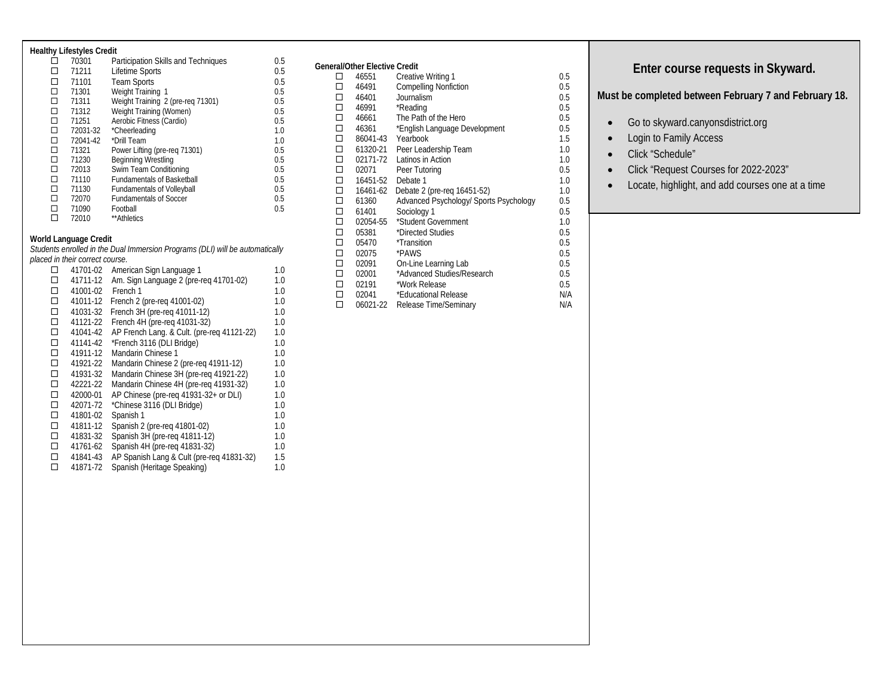## Healthy Lifestyles Credit

| | Code | Course | Credit |
|---|---|---|---|
| ☐ | 70301 | Participation Skills and Techniques | 0.5 |
| ☐ | 71211 | Lifetime Sports | 0.5 |
| ☐ | 71101 | Team Sports | 0.5 |
| ☐ | 71301 | Weight Training 1 | 0.5 |
| ☐ | 71311 | Weight Training 2 (pre-req 71301) | 0.5 |
| ☐ | 71312 | Weight Training (Women) | 0.5 |
| ☐ | 71251 | Aerobic Fitness (Cardio) | 0.5 |
| ☐ | 72031-32 | *Cheerleading | 1.0 |
| ☐ | 72041-42 | *Drill Team | 1.0 |
| ☐ | 71321 | Power Lifting (pre-req 71301) | 0.5 |
| ☐ | 71230 | Beginning Wrestling | 0.5 |
| ☐ | 72013 | Swim Team Conditioning | 0.5 |
| ☐ | 71110 | Fundamentals of Basketball | 0.5 |
| ☐ | 71130 | Fundamentals of Volleyball | 0.5 |
| ☐ | 72070 | Fundamentals of Soccer | 0.5 |
| ☐ | 71090 | Football | 0.5 |
| ☐ | 72010 | **Athletics | |

## World Language Credit

*Students enrolled in the Dual Immersion Programs (DLI) will be automatically placed in their correct course.*

| | Code | Course | Credit |
|---|---|---|---|
| ☐ | 41701-02 | American Sign Language 1 | 1.0 |
| ☐ | 41711-12 | Am. Sign Language 2 (pre-req 41701-02) | 1.0 |
| ☐ | 41001-02 | French 1 | 1.0 |
| ☐ | 41011-12 | French 2 (pre-req 41001-02) | 1.0 |
| ☐ | 41031-32 | French 3H (pre-req 41011-12) | 1.0 |
| ☐ | 41121-22 | French 4H (pre-req 41031-32) | 1.0 |
| ☐ | 41041-42 | AP French Lang. & Cult. (pre-req 41121-22) | 1.0 |
| ☐ | 41141-42 | *French 3116 (DLI Bridge) | 1.0 |
| ☐ | 41911-12 | Mandarin Chinese 1 | 1.0 |
| ☐ | 41921-22 | Mandarin Chinese 2 (pre-req 41911-12) | 1.0 |
| ☐ | 41931-32 | Mandarin Chinese 3H (pre-req 41921-22) | 1.0 |
| ☐ | 42221-22 | Mandarin Chinese 4H (pre-req 41931-32) | 1.0 |
| ☐ | 42000-01 | AP Chinese (pre-req 41931-32+ or DLI) | 1.0 |
| ☐ | 42071-72 | *Chinese 3116 (DLI Bridge) | 1.0 |
| ☐ | 41801-02 | Spanish 1 | 1.0 |
| ☐ | 41811-12 | Spanish 2 (pre-req 41801-02) | 1.0 |
| ☐ | 41831-32 | Spanish 3H (pre-req 41811-12) | 1.0 |
| ☐ | 41761-62 | Spanish 4H (pre-req 41831-32) | 1.0 |
| ☐ | 41841-43 | AP Spanish Lang & Cult (pre-req 41831-32) | 1.5 |
| ☐ | 41871-72 | Spanish (Heritage Speaking) | 1.0 |

## General/Other Elective Credit

| | Code | Course | Credit |
|---|---|---|---|
| ☐ | 46551 | Creative Writing 1 | 0.5 |
| ☐ | 46491 | Compelling Nonfiction | 0.5 |
| ☐ | 46401 | Journalism | 0.5 |
| ☐ | 46991 | *Reading | 0.5 |
| ☐ | 46661 | The Path of the Hero | 0.5 |
| ☐ | 46361 | *English Language Development | 0.5 |
| ☐ | 86041-43 | Yearbook | 1.5 |
| ☐ | 61320-21 | Peer Leadership Team | 1.0 |
| ☐ | 02171-72 | Latinos in Action | 1.0 |
| ☐ | 02071 | Peer Tutoring | 0.5 |
| ☐ | 16451-52 | Debate 1 | 1.0 |
| ☐ | 16461-62 | Debate 2 (pre-req 16451-52) | 1.0 |
| ☐ | 61360 | Advanced Psychology/ Sports Psychology | 0.5 |
| ☐ | 61401 | Sociology 1 | 0.5 |
| ☐ | 02054-55 | *Student Government | 1.0 |
| ☐ | 05381 | *Directed Studies | 0.5 |
| ☐ | 05470 | *Transition | 0.5 |
| ☐ | 02075 | *PAWS | 0.5 |
| ☐ | 02091 | On-Line Learning Lab | 0.5 |
| ☐ | 02001 | *Advanced Studies/Research | 0.5 |
| ☐ | 02191 | *Work Release | 0.5 |
| ☐ | 02041 | *Educational Release | N/A |
| ☐ | 06021-22 | Release Time/Seminary | N/A |

## Enter course requests in Skyward.

**Must be completed between February 7 and February 18.**

- Go to skyward.canyonsdistrict.org
- Login to Family Access
- Click "Schedule"
- Click "Request Courses for 2022-2023"
- Locate, highlight, and add courses one at a time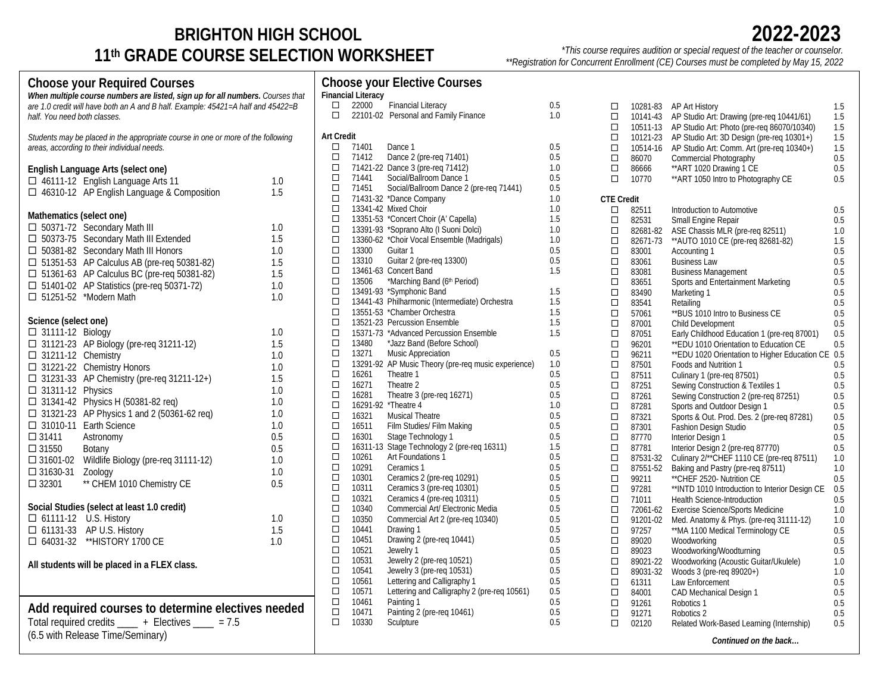# BRIGHTON HIGH SCHOOL
# 11th GRADE COURSE SELECTION WORKSHEET

**2022-2023**

*\*This course requires audition or special request of the teacher or counselor.*
*\*\*Registration for Concurrent Enrollment (CE) Courses must be completed by May 15, 2022*

## Choose your Required Courses

***When multiple course numbers are listed, sign up for all numbers.*** *Courses that are 1.0 credit will have both an A and B half. Example: 45421=A half and 45422=B half. You need both classes.*

*Students may be placed in the appropriate course in one or more of the following areas, according to their individual needs.*

### English Language Arts (select one)

| | Course | Credit |
|---|---|---|
| ☐ 46111-12 | English Language Arts 11 | 1.0 |
| ☐ 46310-12 | AP English Language & Composition | 1.5 |

### Mathematics (select one)

| | Course | Credit |
|---|---|---|
| ☐ 50371-72 | Secondary Math III | 1.0 |
| ☐ 50373-75 | Secondary Math III Extended | 1.5 |
| ☐ 50381-82 | Secondary Math III Honors | 1.0 |
| ☐ 51351-53 | AP Calculus AB (pre-req 50381-82) | 1.5 |
| ☐ 51361-63 | AP Calculus BC (pre-req 50381-82) | 1.5 |
| ☐ 51401-02 | AP Statistics (pre-req 50371-72) | 1.0 |
| ☐ 51251-52 | *Modern Math | 1.0 |

### Science (select one)

| | Course | Credit |
|---|---|---|
| ☐ 31111-12 | Biology | 1.0 |
| ☐ 31121-23 | AP Biology (pre-req 31211-12) | 1.5 |
| ☐ 31211-12 | Chemistry | 1.0 |
| ☐ 31221-22 | Chemistry Honors | 1.0 |
| ☐ 31231-33 | AP Chemistry (pre-req 31211-12+) | 1.5 |
| ☐ 31311-12 | Physics | 1.0 |
| ☐ 31341-42 | Physics H (50381-82 req) | 1.0 |
| ☐ 31321-23 | AP Physics 1 and 2 (50361-62 req) | 1.0 |
| ☐ 31010-11 | Earth Science | 1.0 |
| ☐ 31411 | Astronomy | 0.5 |
| ☐ 31550 | Botany | 0.5 |
| ☐ 31601-02 | Wildlife Biology (pre-req 31111-12) | 1.0 |
| ☐ 31630-31 | Zoology | 1.0 |
| ☐ 32301 | ** CHEM 1010 Chemistry CE | 0.5 |

### Social Studies (select at least 1.0 credit)

| | Course | Credit |
|---|---|---|
| ☐ 61111-12 | U.S. History | 1.0 |
| ☐ 61131-33 | AP U.S. History | 1.5 |
| ☐ 64031-32 | **HISTORY 1700 CE | 1.0 |

**All students will be placed in a FLEX class.**

## Add required courses to determine electives needed

Total required credits ____ + Electives ____ = 7.5
(6.5 with Release Time/Seminary)

## Choose your Elective Courses

### Financial Literacy

| | Number | Course | Credit |
|---|---|---|---|
| ☐ | 22000 | Financial Literacy | 0.5 |
| ☐ | 22101-02 | Personal and Family Finance | 1.0 |

### Art Credit

| | Number | Course | Credit |
|---|---|---|---|
| ☐ | 71401 | Dance 1 | 0.5 |
| ☐ | 71412 | Dance 2 (pre-req 71401) | 0.5 |
| ☐ | 71421-22 | Dance 3 (pre-req 71412) | 1.0 |
| ☐ | 71441 | Social/Ballroom Dance 1 | 0.5 |
| ☐ | 71451 | Social/Ballroom Dance 2 (pre-req 71441) | 0.5 |
| ☐ | 71431-32 | *Dance Company | 1.0 |
| ☐ | 13341-42 | Mixed Choir | 1.0 |
| ☐ | 13351-53 | *Concert Choir (A' Capella) | 1.5 |
| ☐ | 13391-93 | *Soprano Alto (I Suoni Dolci) | 1.0 |
| ☐ | 13360-62 | *Choir Vocal Ensemble (Madrigals) | 1.0 |
| ☐ | 13300 | Guitar 1 | 0.5 |
| ☐ | 13310 | Guitar 2 (pre-req 13300) | 0.5 |
| ☐ | 13461-63 | Concert Band | 1.5 |
| ☐ | 13506 | *Marching Band (6th Period) | |
| ☐ | 13491-93 | *Symphonic Band | 1.5 |
| ☐ | 13441-43 | Philharmonic (Intermediate) Orchestra | 1.5 |
| ☐ | 13551-53 | *Chamber Orchestra | 1.5 |
| ☐ | 13521-23 | Percussion Ensemble | 1.5 |
| ☐ | 15371-73 | *Advanced Percussion Ensemble | 1.5 |
| ☐ | 13480 | *Jazz Band (Before School) | |
| ☐ | 13271 | Music Appreciation | 0.5 |
| ☐ | 13291-92 | AP Music Theory (pre-req music experience) | 1.0 |
| ☐ | 16261 | Theatre 1 | 0.5 |
| ☐ | 16271 | Theatre 2 | 0.5 |
| ☐ | 16281 | Theatre 3 (pre-req 16271) | 0.5 |
| ☐ | 16291-92 | *Theatre 4 | 1.0 |
| ☐ | 16321 | Musical Theatre | 0.5 |
| ☐ | 16511 | Film Studies/ Film Making | 0.5 |
| ☐ | 16301 | Stage Technology 1 | 0.5 |
| ☐ | 16311-13 | Stage Technology 2 (pre-req 16311) | 1.5 |
| ☐ | 10261 | Art Foundations 1 | 0.5 |
| ☐ | 10291 | Ceramics 1 | 0.5 |
| ☐ | 10301 | Ceramics 2 (pre-req 10291) | 0.5 |
| ☐ | 10311 | Ceramics 3 (pre-req 10301) | 0.5 |
| ☐ | 10321 | Ceramics 4 (pre-req 10311) | 0.5 |
| ☐ | 10340 | Commercial Art/ Electronic Media | 0.5 |
| ☐ | 10350 | Commercial Art 2 (pre-req 10340) | 0.5 |
| ☐ | 10441 | Drawing 1 | 0.5 |
| ☐ | 10451 | Drawing 2 (pre-req 10441) | 0.5 |
| ☐ | 10521 | Jewelry 1 | 0.5 |
| ☐ | 10531 | Jewelry 2 (pre-req 10521) | 0.5 |
| ☐ | 10541 | Jewelry 3 (pre-req 10531) | 0.5 |
| ☐ | 10561 | Lettering and Calligraphy 1 | 0.5 |
| ☐ | 10571 | Lettering and Calligraphy 2 (pre-req 10561) | 0.5 |
| ☐ | 10461 | Painting 1 | 0.5 |
| ☐ | 10471 | Painting 2 (pre-req 10461) | 0.5 |
| ☐ | 10330 | Sculpture | 0.5 |
| ☐ | 10281-83 | AP Art History | 1.5 |
| ☐ | 10141-43 | AP Studio Art: Drawing (pre-req 10441/61) | 1.5 |
| ☐ | 10511-13 | AP Studio Art: Photo (pre-req 86070/10340) | 1.5 |
| ☐ | 10121-23 | AP Studio Art: 3D Design (pre-req 10301+) | 1.5 |
| ☐ | 10514-16 | AP Studio Art: Comm. Art (pre-req 10340+) | 1.5 |
| ☐ | 86070 | Commercial Photography | 0.5 |
| ☐ | 86666 | **ART 1020 Drawing 1 CE | 0.5 |
| ☐ | 10770 | **ART 1050 Intro to Photography CE | 0.5 |

### CTE Credit

| | Number | Course | Credit |
|---|---|---|---|
| ☐ | 82511 | Introduction to Automotive | 0.5 |
| ☐ | 82531 | Small Engine Repair | 0.5 |
| ☐ | 82681-82 | ASE Chassis MLR (pre-req 82511) | 1.0 |
| ☐ | 82671-73 | **AUTO 1010 CE (pre-req 82681-82) | 1.5 |
| ☐ | 83001 | Accounting 1 | 0.5 |
| ☐ | 83061 | Business Law | 0.5 |
| ☐ | 83081 | Business Management | 0.5 |
| ☐ | 83651 | Sports and Entertainment Marketing | 0.5 |
| ☐ | 83490 | Marketing 1 | 0.5 |
| ☐ | 83541 | Retailing | 0.5 |
| ☐ | 57061 | **BUS 1010 Intro to Business CE | 0.5 |
| ☐ | 87001 | Child Development | 0.5 |
| ☐ | 87051 | Early Childhood Education 1 (pre-req 87001) | 0.5 |
| ☐ | 96201 | **EDU 1010 Orientation to Education CE | 0.5 |
| ☐ | 96211 | **EDU 1020 Orientation to Higher Education CE | 0.5 |
| ☐ | 87501 | Foods and Nutrition 1 | 0.5 |
| ☐ | 87511 | Culinary 1 (pre-req 87501) | 0.5 |
| ☐ | 87251 | Sewing Construction & Textiles 1 | 0.5 |
| ☐ | 87261 | Sewing Construction 2 (pre-req 87251) | 0.5 |
| ☐ | 87281 | Sports and Outdoor Design 1 | 0.5 |
| ☐ | 87321 | Sports & Out. Prod. Des. 2 (pre-req 87281) | 0.5 |
| ☐ | 87301 | Fashion Design Studio | 0.5 |
| ☐ | 87770 | Interior Design 1 | 0.5 |
| ☐ | 87781 | Interior Design 2 (pre-req 87770) | 0.5 |
| ☐ | 87531-32 | Culinary 2/**CHEF 1110 CE (pre-req 87511) | 1.0 |
| ☐ | 87551-52 | Baking and Pastry (pre-req 87511) | 1.0 |
| ☐ | 99211 | **CHEF 2520- Nutrition CE | 0.5 |
| ☐ | 97281 | **INTD 1010 Introduction to Interior Design CE | 0.5 |
| ☐ | 71011 | Health Science-Introduction | 0.5 |
| ☐ | 72061-62 | Exercise Science/Sports Medicine | 1.0 |
| ☐ | 91201-02 | Med. Anatomy & Phys. (pre-req 31111-12) | 1.0 |
| ☐ | 97257 | **MA 1100 Medical Terminology CE | 0.5 |
| ☐ | 89020 | Woodworking | 0.5 |
| ☐ | 89023 | Woodworking/Woodturning | 0.5 |
| ☐ | 89021-22 | Woodworking (Acoustic Guitar/Ukulele) | 1.0 |
| ☐ | 89031-32 | Woods 3 (pre-req 89020+) | 1.0 |
| ☐ | 61311 | Law Enforcement | 0.5 |
| ☐ | 84001 | CAD Mechanical Design 1 | 0.5 |
| ☐ | 91261 | Robotics 1 | 0.5 |
| ☐ | 91271 | Robotics 2 | 0.5 |
| ☐ | 02120 | Related Work-Based Learning (Internship) | 0.5 |

*Continued on the back…*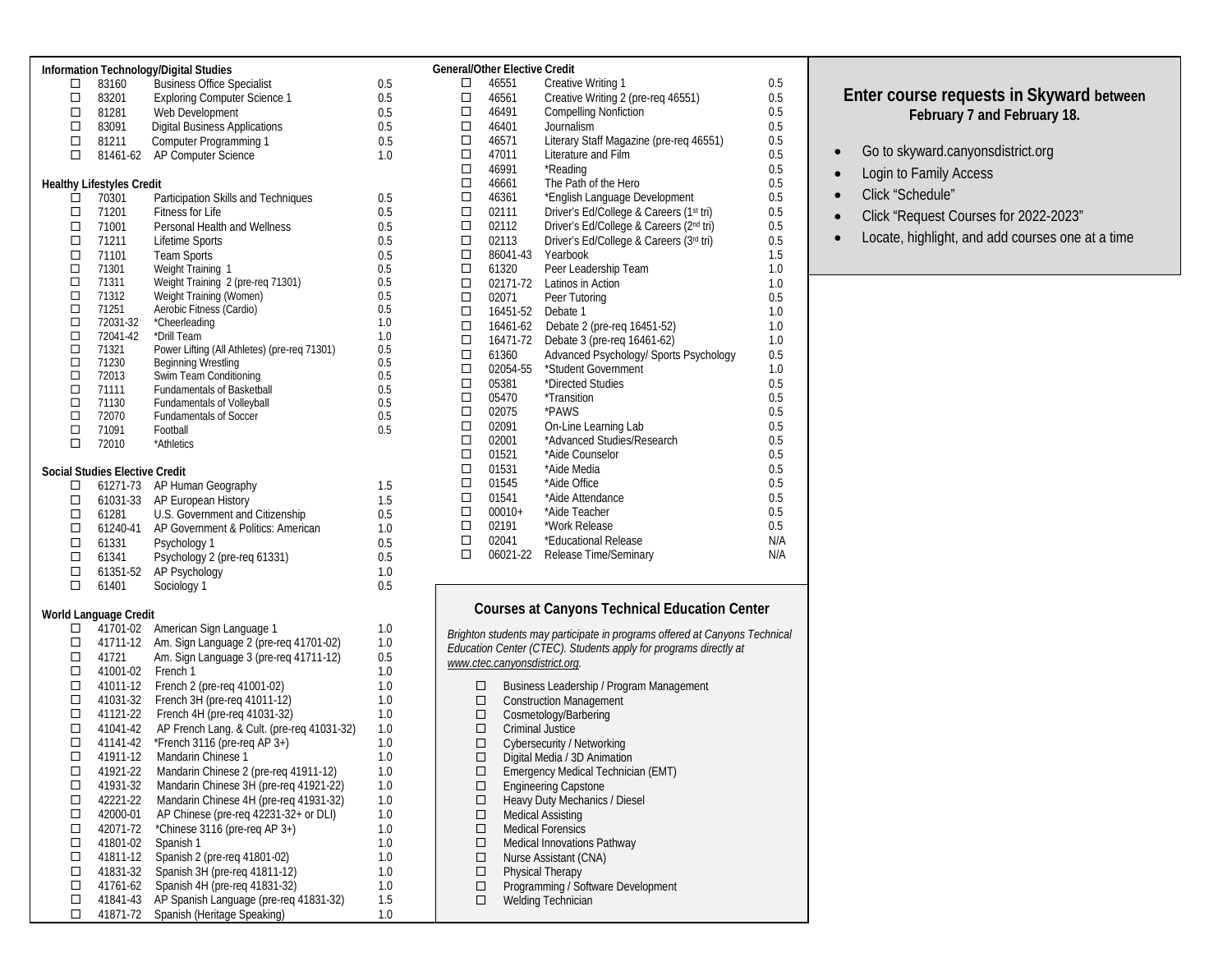### Information Technology/Digital Studies

| | Code | Course | Credit |
|---|---|---|---|
| ☐ | 83160 | Business Office Specialist | 0.5 |
| ☐ | 83201 | Exploring Computer Science 1 | 0.5 |
| ☐ | 81281 | Web Development | 0.5 |
| ☐ | 83091 | Digital Business Applications | 0.5 |
| ☐ | 81211 | Computer Programming 1 | 0.5 |
| ☐ | 81461-62 | AP Computer Science | 1.0 |

### Healthy Lifestyles Credit

| | Code | Course | Credit |
|---|---|---|---|
| ☐ | 70301 | Participation Skills and Techniques | 0.5 |
| ☐ | 71201 | Fitness for Life | 0.5 |
| ☐ | 71001 | Personal Health and Wellness | 0.5 |
| ☐ | 71211 | Lifetime Sports | 0.5 |
| ☐ | 71101 | Team Sports | 0.5 |
| ☐ | 71301 | Weight Training 1 | 0.5 |
| ☐ | 71311 | Weight Training 2 (pre-req 71301) | 0.5 |
| ☐ | 71312 | Weight Training (Women) | 0.5 |
| ☐ | 71251 | Aerobic Fitness (Cardio) | 0.5 |
| ☐ | 72031-32 | *Cheerleading | 1.0 |
| ☐ | 72041-42 | *Drill Team | 1.0 |
| ☐ | 71321 | Power Lifting (All Athletes) (pre-req 71301) | 0.5 |
| ☐ | 71230 | Beginning Wrestling | 0.5 |
| ☐ | 72013 | Swim Team Conditioning | 0.5 |
| ☐ | 71111 | Fundamentals of Basketball | 0.5 |
| ☐ | 71130 | Fundamentals of Volleyball | 0.5 |
| ☐ | 72070 | Fundamentals of Soccer | 0.5 |
| ☐ | 71091 | Football | 0.5 |
| ☐ | 72010 | *Athletics | |

### Social Studies Elective Credit

| | Code | Course | Credit |
|---|---|---|---|
| ☐ | 61271-73 | AP Human Geography | 1.5 |
| ☐ | 61031-33 | AP European History | 1.5 |
| ☐ | 61281 | U.S. Government and Citizenship | 0.5 |
| ☐ | 61240-41 | AP Government & Politics: American | 1.0 |
| ☐ | 61331 | Psychology 1 | 0.5 |
| ☐ | 61341 | Psychology 2 (pre-req 61331) | 0.5 |
| ☐ | 61351-52 | AP Psychology | 1.0 |
| ☐ | 61401 | Sociology 1 | 0.5 |

### World Language Credit

| | Code | Course | Credit |
|---|---|---|---|
| ☐ | 41701-02 | American Sign Language 1 | 1.0 |
| ☐ | 41711-12 | Am. Sign Language 2 (pre-req 41701-02) | 1.0 |
| ☐ | 41721 | Am. Sign Language 3 (pre-req 41711-12) | 0.5 |
| ☐ | 41001-02 | French 1 | 1.0 |
| ☐ | 41011-12 | French 2 (pre-req 41001-02) | 1.0 |
| ☐ | 41031-32 | French 3H (pre-req 41011-12) | 1.0 |
| ☐ | 41121-22 | French 4H (pre-req 41031-32) | 1.0 |
| ☐ | 41041-42 | AP French Lang. & Cult. (pre-req 41031-32) | 1.0 |
| ☐ | 41141-42 | *French 3116 (pre-req AP 3+) | 1.0 |
| ☐ | 41911-12 | Mandarin Chinese 1 | 1.0 |
| ☐ | 41921-22 | Mandarin Chinese 2 (pre-req 41911-12) | 1.0 |
| ☐ | 41931-32 | Mandarin Chinese 3H (pre-req 41921-22) | 1.0 |
| ☐ | 42221-22 | Mandarin Chinese 4H (pre-req 41931-32) | 1.0 |
| ☐ | 42000-01 | AP Chinese (pre-req 42231-32+ or DLI) | 1.0 |
| ☐ | 42071-72 | *Chinese 3116 (pre-req AP 3+) | 1.0 |
| ☐ | 41801-02 | Spanish 1 | 1.0 |
| ☐ | 41811-12 | Spanish 2 (pre-req 41801-02) | 1.0 |
| ☐ | 41831-32 | Spanish 3H (pre-req 41811-12) | 1.0 |
| ☐ | 41761-62 | Spanish 4H (pre-req 41831-32) | 1.0 |
| ☐ | 41841-43 | AP Spanish Language (pre-req 41831-32) | 1.5 |
| ☐ | 41871-72 | Spanish (Heritage Speaking) | 1.0 |

### General/Other Elective Credit

| | Code | Course | Credit |
|---|---|---|---|
| ☐ | 46551 | Creative Writing 1 | 0.5 |
| ☐ | 46561 | Creative Writing 2 (pre-req 46551) | 0.5 |
| ☐ | 46491 | Compelling Nonfiction | 0.5 |
| ☐ | 46401 | Journalism | 0.5 |
| ☐ | 46571 | Literary Staff Magazine (pre-req 46551) | 0.5 |
| ☐ | 47011 | Literature and Film | 0.5 |
| ☐ | 46991 | *Reading | 0.5 |
| ☐ | 46661 | The Path of the Hero | 0.5 |
| ☐ | 46361 | *English Language Development | 0.5 |
| ☐ | 02111 | Driver's Ed/College & Careers (1st tri) | 0.5 |
| ☐ | 02112 | Driver's Ed/College & Careers (2nd tri) | 0.5 |
| ☐ | 02113 | Driver's Ed/College & Careers (3rd tri) | 0.5 |
| ☐ | 86041-43 | Yearbook | 1.5 |
| ☐ | 61320 | Peer Leadership Team | 1.0 |
| ☐ | 02171-72 | Latinos in Action | 1.0 |
| ☐ | 02071 | Peer Tutoring | 0.5 |
| ☐ | 16451-52 | Debate 1 | 1.0 |
| ☐ | 16461-62 | Debate 2 (pre-req 16451-52) | 1.0 |
| ☐ | 16471-72 | Debate 3 (pre-req 16461-62) | 1.0 |
| ☐ | 61360 | Advanced Psychology/ Sports Psychology | 0.5 |
| ☐ | 02054-55 | *Student Government | 1.0 |
| ☐ | 05381 | *Directed Studies | 0.5 |
| ☐ | 05470 | *Transition | 0.5 |
| ☐ | 02075 | *PAWS | 0.5 |
| ☐ | 02091 | On-Line Learning Lab | 0.5 |
| ☐ | 02001 | *Advanced Studies/Research | 0.5 |
| ☐ | 01521 | *Aide Counselor | 0.5 |
| ☐ | 01531 | *Aide Media | 0.5 |
| ☐ | 01545 | *Aide Office | 0.5 |
| ☐ | 01541 | *Aide Attendance | 0.5 |
| ☐ | 00010+ | *Aide Teacher | 0.5 |
| ☐ | 02191 | *Work Release | 0.5 |
| ☐ | 02041 | *Educational Release | N/A |
| ☐ | 06021-22 | Release Time/Seminary | N/A |

### Courses at Canyons Technical Education Center

*Brighton students may participate in programs offered at Canyons Technical Education Center (CTEC). Students apply for programs directly at www.ctec.canyonsdistrict.org.*

- ☐ Business Leadership / Program Management
- ☐ Construction Management
- ☐ Cosmetology/Barbering
- ☐ Criminal Justice
- ☐ Cybersecurity / Networking
- ☐ Digital Media / 3D Animation
- ☐ Emergency Medical Technician (EMT)
- ☐ Engineering Capstone
- ☐ Heavy Duty Mechanics / Diesel
- ☐ Medical Assisting
- ☐ Medical Forensics
- ☐ Medical Innovations Pathway
- ☐ Nurse Assistant (CNA)
- ☐ Physical Therapy
- ☐ Programming / Software Development
- ☐ Welding Technician

## Enter course requests in Skyward between February 7 and February 18.

- Go to skyward.canyonsdistrict.org
- Login to Family Access
- Click "Schedule"
- Click "Request Courses for 2022-2023"
- Locate, highlight, and add courses one at a time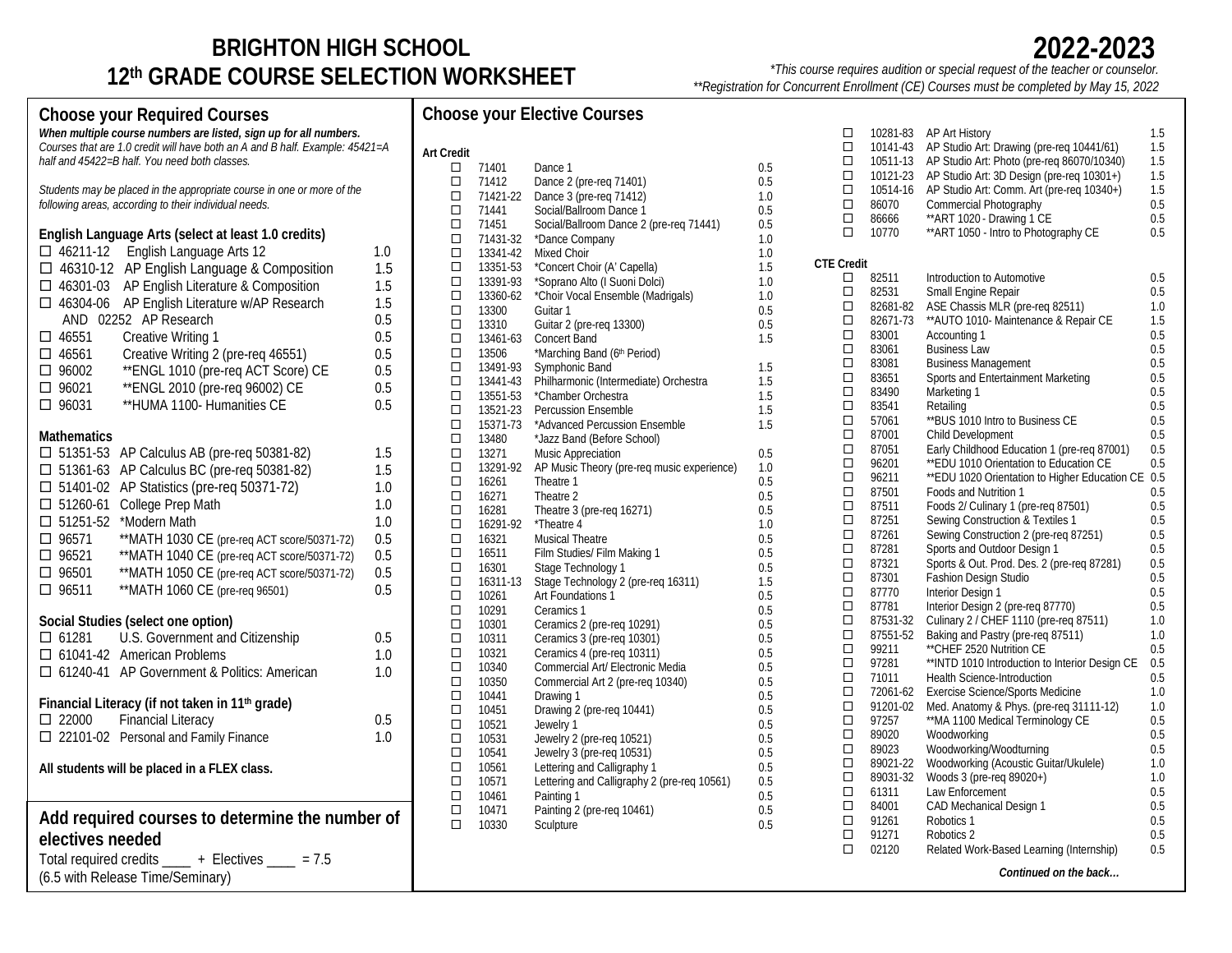# BRIGHTON HIGH SCHOOL
# 12th GRADE COURSE SELECTION WORKSHEET

# 2022-2023

*\*This course requires audition or special request of the teacher or counselor.*
*\*\*Registration for Concurrent Enrollment (CE) Courses must be completed by May 15, 2022*

## Choose your Required Courses

***When multiple course numbers are listed, sign up for all numbers.***
*Courses that are 1.0 credit will have both an A and B half. Example: 45421=A half and 45422=B half. You need both classes.*

*Students may be placed in the appropriate course in one or more of the following areas, according to their individual needs.*

### English Language Arts (select at least 1.0 credits)

| | Course # | Course | Credit |
|---|---|---|---|
| ☐ | 46211-12 | English Language Arts 12 | 1.0 |
| ☐ | 46310-12 | AP English Language & Composition | 1.5 |
| ☐ | 46301-03 | AP English Literature & Composition | 1.5 |
| ☐ | 46304-06 | AP English Literature w/AP Research | 1.5 |
| | AND 02252 | AP Research | 0.5 |
| ☐ | 46551 | Creative Writing 1 | 0.5 |
| ☐ | 46561 | Creative Writing 2 (pre-req 46551) | 0.5 |
| ☐ | 96002 | **ENGL 1010 (pre-req ACT Score) CE | 0.5 |
| ☐ | 96021 | **ENGL 2010 (pre-req 96002) CE | 0.5 |
| ☐ | 96031 | **HUMA 1100- Humanities CE | 0.5 |

### Mathematics

| | Course # | Course | Credit |
|---|---|---|---|
| ☐ | 51351-53 | AP Calculus AB (pre-req 50381-82) | 1.5 |
| ☐ | 51361-63 | AP Calculus BC (pre-req 50381-82) | 1.5 |
| ☐ | 51401-02 | AP Statistics (pre-req 50371-72) | 1.0 |
| ☐ | 51260-61 | College Prep Math | 1.0 |
| ☐ | 51251-52 | *Modern Math | 1.0 |
| ☐ | 96571 | **MATH 1030 CE (pre-req ACT score/50371-72) | 0.5 |
| ☐ | 96521 | **MATH 1040 CE (pre-req ACT score/50371-72) | 0.5 |
| ☐ | 96501 | **MATH 1050 CE (pre-req ACT score/50371-72) | 0.5 |
| ☐ | 96511 | **MATH 1060 CE (pre-req 96501) | 0.5 |

### Social Studies (select one option)

| | Course # | Course | Credit |
|---|---|---|---|
| ☐ | 61281 | U.S. Government and Citizenship | 0.5 |
| ☐ | 61041-42 | American Problems | 1.0 |
| ☐ | 61240-41 | AP Government & Politics: American | 1.0 |

### Financial Literacy (if not taken in 11th grade)

| | Course # | Course | Credit |
|---|---|---|---|
| ☐ | 22000 | Financial Literacy | 0.5 |
| ☐ | 22101-02 | Personal and Family Finance | 1.0 |

**All students will be placed in a FLEX class.**

## Add required courses to determine the number of electives needed

Total required credits ____ + Electives ____ = 7.5
(6.5 with Release Time/Seminary)

## Choose your Elective Courses

### Art Credit

| | Course # | Course | Credit |
|---|---|---|---|
| ☐ | 71401 | Dance 1 | 0.5 |
| ☐ | 71412 | Dance 2 (pre-req 71401) | 0.5 |
| ☐ | 71421-22 | Dance 3 (pre-req 71412) | 1.0 |
| ☐ | 71441 | Social/Ballroom Dance 1 | 0.5 |
| ☐ | 71451 | Social/Ballroom Dance 2 (pre-req 71441) | 0.5 |
| ☐ | 71431-32 | *Dance Company | 1.0 |
| ☐ | 13341-42 | Mixed Choir | 1.0 |
| ☐ | 13351-53 | *Concert Choir (A' Capella) | 1.5 |
| ☐ | 13391-93 | *Soprano Alto (I Suoni Dolci) | 1.0 |
| ☐ | 13360-62 | *Choir Vocal Ensemble (Madrigals) | 1.0 |
| ☐ | 13300 | Guitar 1 | 0.5 |
| ☐ | 13310 | Guitar 2 (pre-req 13300) | 0.5 |
| ☐ | 13461-63 | Concert Band | 1.5 |
| ☐ | 13506 | *Marching Band (6th Period) | |
| ☐ | 13491-93 | Symphonic Band | 1.5 |
| ☐ | 13441-43 | Philharmonic (Intermediate) Orchestra | 1.5 |
| ☐ | 13551-53 | *Chamber Orchestra | 1.5 |
| ☐ | 13521-23 | Percussion Ensemble | 1.5 |
| ☐ | 15371-73 | *Advanced Percussion Ensemble | 1.5 |
| ☐ | 13480 | *Jazz Band (Before School) | |
| ☐ | 13271 | Music Appreciation | 0.5 |
| ☐ | 13291-92 | AP Music Theory (pre-req music experience) | 1.0 |
| ☐ | 16261 | Theatre 1 | 0.5 |
| ☐ | 16271 | Theatre 2 | 0.5 |
| ☐ | 16281 | Theatre 3 (pre-req 16271) | 0.5 |
| ☐ | 16291-92 | *Theatre 4 | 1.0 |
| ☐ | 16321 | Musical Theatre | 0.5 |
| ☐ | 16511 | Film Studies/ Film Making 1 | 0.5 |
| ☐ | 16301 | Stage Technology 1 | 0.5 |
| ☐ | 16311-13 | Stage Technology 2 (pre-req 16311) | 1.5 |
| ☐ | 10261 | Art Foundations 1 | 0.5 |
| ☐ | 10291 | Ceramics 1 | 0.5 |
| ☐ | 10301 | Ceramics 2 (pre-req 10291) | 0.5 |
| ☐ | 10311 | Ceramics 3 (pre-req 10301) | 0.5 |
| ☐ | 10321 | Ceramics 4 (pre-req 10311) | 0.5 |
| ☐ | 10340 | Commercial Art/ Electronic Media | 0.5 |
| ☐ | 10350 | Commercial Art 2 (pre-req 10340) | 0.5 |
| ☐ | 10441 | Drawing 1 | 0.5 |
| ☐ | 10451 | Drawing 2 (pre-req 10441) | 0.5 |
| ☐ | 10521 | Jewelry 1 | 0.5 |
| ☐ | 10531 | Jewelry 2 (pre-req 10521) | 0.5 |
| ☐ | 10541 | Jewelry 3 (pre-req 10531) | 0.5 |
| ☐ | 10561 | Lettering and Calligraphy 1 | 0.5 |
| ☐ | 10571 | Lettering and Calligraphy 2 (pre-req 10561) | 0.5 |
| ☐ | 10461 | Painting 1 | 0.5 |
| ☐ | 10471 | Painting 2 (pre-req 10461) | 0.5 |
| ☐ | 10330 | Sculpture | 0.5 |
| ☐ | 10281-83 | AP Art History | 1.5 |
| ☐ | 10141-43 | AP Studio Art: Drawing (pre-req 10441/61) | 1.5 |
| ☐ | 10511-13 | AP Studio Art: Photo (pre-req 86070/10340) | 1.5 |
| ☐ | 10121-23 | AP Studio Art: 3D Design (pre-req 10301+) | 1.5 |
| ☐ | 10514-16 | AP Studio Art: Comm. Art (pre-req 10340+) | 1.5 |
| ☐ | 86070 | Commercial Photography | 0.5 |
| ☐ | 86666 | **ART 1020 - Drawing 1 CE | 0.5 |
| ☐ | 10770 | **ART 1050 - Intro to Photography CE | 0.5 |

### CTE Credit

| | Course # | Course | Credit |
|---|---|---|---|
| ☐ | 82511 | Introduction to Automotive | 0.5 |
| ☐ | 82531 | Small Engine Repair | 0.5 |
| ☐ | 82681-82 | ASE Chassis MLR (pre-req 82511) | 1.0 |
| ☐ | 82671-73 | **AUTO 1010- Maintenance & Repair CE | 1.5 |
| ☐ | 83001 | Accounting 1 | 0.5 |
| ☐ | 83061 | Business Law | 0.5 |
| ☐ | 83081 | Business Management | 0.5 |
| ☐ | 83651 | Sports and Entertainment Marketing | 0.5 |
| ☐ | 83490 | Marketing 1 | 0.5 |
| ☐ | 83541 | Retailing | 0.5 |
| ☐ | 57061 | **BUS 1010 Intro to Business CE | 0.5 |
| ☐ | 87001 | Child Development | 0.5 |
| ☐ | 87051 | Early Childhood Education 1 (pre-req 87001) | 0.5 |
| ☐ | 96201 | **EDU 1010 Orientation to Education CE | 0.5 |
| ☐ | 96211 | **EDU 1020 Orientation to Higher Education CE | 0.5 |
| ☐ | 87501 | Foods and Nutrition 1 | 0.5 |
| ☐ | 87511 | Foods 2/ Culinary 1 (pre-req 87501) | 0.5 |
| ☐ | 87251 | Sewing Construction & Textiles 1 | 0.5 |
| ☐ | 87261 | Sewing Construction 2 (pre-req 87251) | 0.5 |
| ☐ | 87281 | Sports and Outdoor Design 1 | 0.5 |
| ☐ | 87321 | Sports & Out. Prod. Des. 2 (pre-req 87281) | 0.5 |
| ☐ | 87301 | Fashion Design Studio | 0.5 |
| ☐ | 87770 | Interior Design 1 | 0.5 |
| ☐ | 87781 | Interior Design 2 (pre-req 87770) | 0.5 |
| ☐ | 87531-32 | Culinary 2 / CHEF 1110 (pre-req 87511) | 1.0 |
| ☐ | 87551-52 | Baking and Pastry (pre-req 87511) | 1.0 |
| ☐ | 99211 | **CHEF 2520 Nutrition CE | 0.5 |
| ☐ | 97281 | **INTD 1010 Introduction to Interior Design CE | 0.5 |
| ☐ | 71011 | Health Science-Introduction | 0.5 |
| ☐ | 72061-62 | Exercise Science/Sports Medicine | 1.0 |
| ☐ | 91201-02 | Med. Anatomy & Phys. (pre-req 31111-12) | 1.0 |
| ☐ | 97257 | **MA 1100 Medical Terminology CE | 0.5 |
| ☐ | 89020 | Woodworking | 0.5 |
| ☐ | 89023 | Woodworking/Woodturning | 0.5 |
| ☐ | 89021-22 | Woodworking (Acoustic Guitar/Ukulele) | 1.0 |
| ☐ | 89031-32 | Woods 3 (pre-req 89020+) | 1.0 |
| ☐ | 61311 | Law Enforcement | 0.5 |
| ☐ | 84001 | CAD Mechanical Design 1 | 0.5 |
| ☐ | 91261 | Robotics 1 | 0.5 |
| ☐ | 91271 | Robotics 2 | 0.5 |
| ☐ | 02120 | Related Work-Based Learning (Internship) | 0.5 |

***Continued on the back…***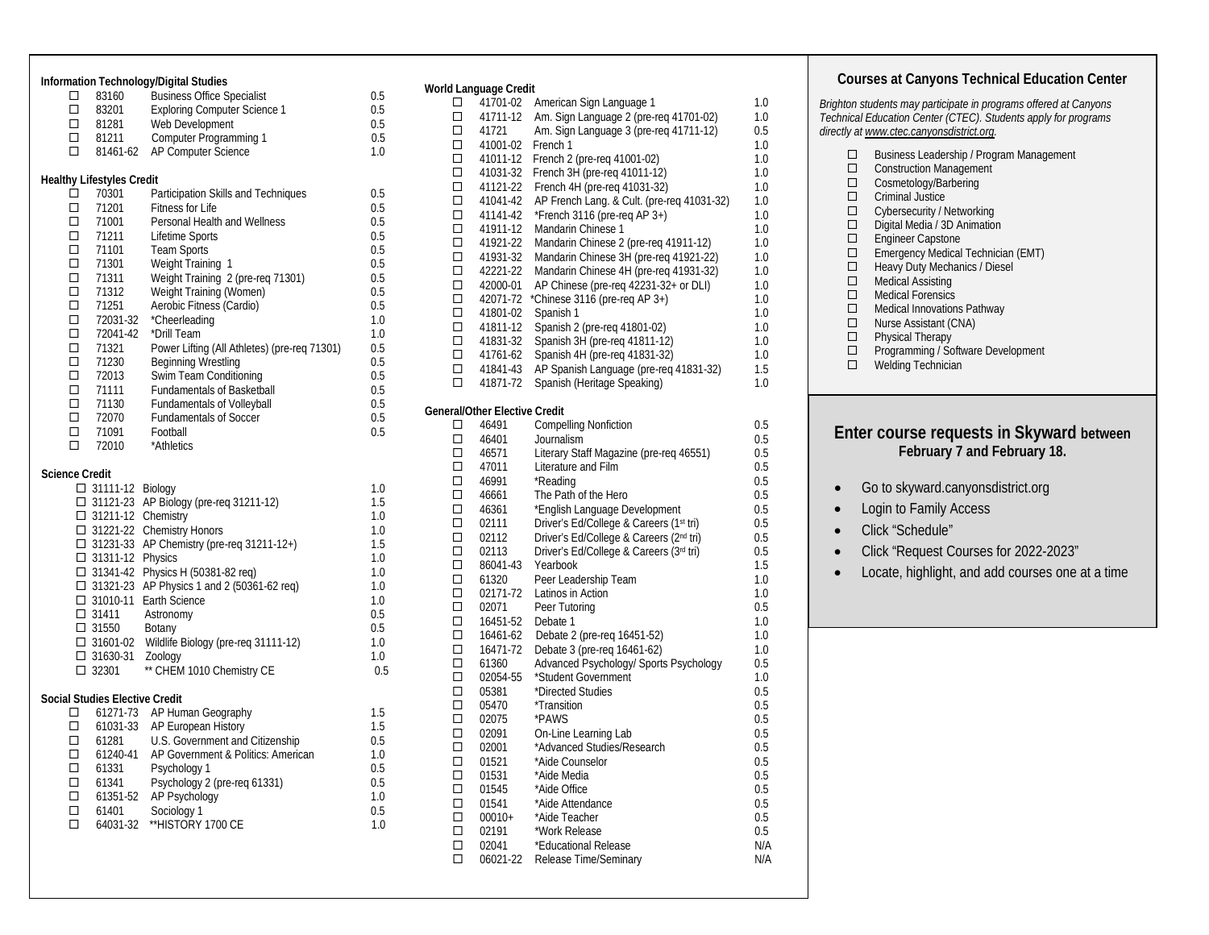### Information Technology/Digital Studies

| | | | |
|---|---|---|---|
| ☐ | 83160 | Business Office Specialist | 0.5 |
| ☐ | 83201 | Exploring Computer Science 1 | 0.5 |
| ☐ | 81281 | Web Development | 0.5 |
| ☐ | 81211 | Computer Programming 1 | 0.5 |
| ☐ | 81461-62 | AP Computer Science | 1.0 |

### Healthy Lifestyles Credit

| | | | |
|---|---|---|---|
| ☐ | 70301 | Participation Skills and Techniques | 0.5 |
| ☐ | 71201 | Fitness for Life | 0.5 |
| ☐ | 71001 | Personal Health and Wellness | 0.5 |
| ☐ | 71211 | Lifetime Sports | 0.5 |
| ☐ | 71101 | Team Sports | 0.5 |
| ☐ | 71301 | Weight Training 1 | 0.5 |
| ☐ | 71311 | Weight Training 2 (pre-req 71301) | 0.5 |
| ☐ | 71312 | Weight Training (Women) | 0.5 |
| ☐ | 71251 | Aerobic Fitness (Cardio) | 0.5 |
| ☐ | 72031-32 | *Cheerleading | 1.0 |
| ☐ | 72041-42 | *Drill Team | 1.0 |
| ☐ | 71321 | Power Lifting (All Athletes) (pre-req 71301) | 0.5 |
| ☐ | 71230 | Beginning Wrestling | 0.5 |
| ☐ | 72013 | Swim Team Conditioning | 0.5 |
| ☐ | 71111 | Fundamentals of Basketball | 0.5 |
| ☐ | 71130 | Fundamentals of Volleyball | 0.5 |
| ☐ | 72070 | Fundamentals of Soccer | 0.5 |
| ☐ | 71091 | Football | 0.5 |
| ☐ | 72010 | *Athletics | |

### Science Credit

| | | | |
|---|---|---|---|
| ☐ | 31111-12 | Biology | 1.0 |
| ☐ | 31121-23 | AP Biology (pre-req 31211-12) | 1.5 |
| ☐ | 31211-12 | Chemistry | 1.0 |
| ☐ | 31221-22 | Chemistry Honors | 1.0 |
| ☐ | 31231-33 | AP Chemistry (pre-req 31211-12+) | 1.5 |
| ☐ | 31311-12 | Physics | 1.0 |
| ☐ | 31341-42 | Physics H (50381-82 req) | 1.0 |
| ☐ | 31321-23 | AP Physics 1 and 2 (50361-62 req) | 1.0 |
| ☐ | 31010-11 | Earth Science | 1.0 |
| ☐ | 31411 | Astronomy | 0.5 |
| ☐ | 31550 | Botany | 0.5 |
| ☐ | 31601-02 | Wildlife Biology (pre-req 31111-12) | 1.0 |
| ☐ | 31630-31 | Zoology | 1.0 |
| ☐ | 32301 | ** CHEM 1010 Chemistry CE | 0.5 |

### Social Studies Elective Credit

| | | | |
|---|---|---|---|
| ☐ | 61271-73 | AP Human Geography | 1.5 |
| ☐ | 61031-33 | AP European History | 1.5 |
| ☐ | 61281 | U.S. Government and Citizenship | 0.5 |
| ☐ | 61240-41 | AP Government & Politics: American | 1.0 |
| ☐ | 61331 | Psychology 1 | 0.5 |
| ☐ | 61341 | Psychology 2 (pre-req 61331) | 0.5 |
| ☐ | 61351-52 | AP Psychology | 1.0 |
| ☐ | 61401 | Sociology 1 | 0.5 |
| ☐ | 64031-32 | **HISTORY 1700 CE | 1.0 |

### World Language Credit

| | | | |
|---|---|---|---|
| ☐ | 41701-02 | American Sign Language 1 | 1.0 |
| ☐ | 41711-12 | Am. Sign Language 2 (pre-req 41701-02) | 1.0 |
| ☐ | 41721 | Am. Sign Language 3 (pre-req 41711-12) | 0.5 |
| ☐ | 41001-02 | French 1 | 1.0 |
| ☐ | 41011-12 | French 2 (pre-req 41001-02) | 1.0 |
| ☐ | 41031-32 | French 3H (pre-req 41011-12) | 1.0 |
| ☐ | 41121-22 | French 4H (pre-req 41031-32) | 1.0 |
| ☐ | 41041-42 | AP French Lang. & Cult. (pre-req 41031-32) | 1.0 |
| ☐ | 41141-42 | *French 3116 (pre-req AP 3+) | 1.0 |
| ☐ | 41911-12 | Mandarin Chinese 1 | 1.0 |
| ☐ | 41921-22 | Mandarin Chinese 2 (pre-req 41911-12) | 1.0 |
| ☐ | 41931-32 | Mandarin Chinese 3H (pre-req 41921-22) | 1.0 |
| ☐ | 42221-22 | Mandarin Chinese 4H (pre-req 41931-32) | 1.0 |
| ☐ | 42000-01 | AP Chinese (pre-req 42231-32+ or DLI) | 1.0 |
| ☐ | 42071-72 | *Chinese 3116 (pre-req AP 3+) | 1.0 |
| ☐ | 41801-02 | Spanish 1 | 1.0 |
| ☐ | 41811-12 | Spanish 2 (pre-req 41801-02) | 1.0 |
| ☐ | 41831-32 | Spanish 3H (pre-req 41811-12) | 1.0 |
| ☐ | 41761-62 | Spanish 4H (pre-req 41831-32) | 1.0 |
| ☐ | 41841-43 | AP Spanish Language (pre-req 41831-32) | 1.5 |
| ☐ | 41871-72 | Spanish (Heritage Speaking) | 1.0 |

### General/Other Elective Credit

| | | | |
|---|---|---|---|
| ☐ | 46491 | Compelling Nonfiction | 0.5 |
| ☐ | 46401 | Journalism | 0.5 |
| ☐ | 46571 | Literary Staff Magazine (pre-req 46551) | 0.5 |
| ☐ | 47011 | Literature and Film | 0.5 |
| ☐ | 46991 | *Reading | 0.5 |
| ☐ | 46661 | The Path of the Hero | 0.5 |
| ☐ | 46361 | *English Language Development | 0.5 |
| ☐ | 02111 | Driver's Ed/College & Careers (1st tri) | 0.5 |
| ☐ | 02112 | Driver's Ed/College & Careers (2nd tri) | 0.5 |
| ☐ | 02113 | Driver's Ed/College & Careers (3rd tri) | 0.5 |
| ☐ | 86041-43 | Yearbook | 1.5 |
| ☐ | 61320 | Peer Leadership Team | 1.0 |
| ☐ | 02171-72 | Latinos in Action | 1.0 |
| ☐ | 02071 | Peer Tutoring | 0.5 |
| ☐ | 16451-52 | Debate 1 | 1.0 |
| ☐ | 16461-62 | Debate 2 (pre-req 16451-52) | 1.0 |
| ☐ | 16471-72 | Debate 3 (pre-req 16461-62) | 1.0 |
| ☐ | 61360 | Advanced Psychology/ Sports Psychology | 0.5 |
| ☐ | 02054-55 | *Student Government | 1.0 |
| ☐ | 05381 | *Directed Studies | 0.5 |
| ☐ | 05470 | *Transition | 0.5 |
| ☐ | 02075 | *PAWS | 0.5 |
| ☐ | 02091 | On-Line Learning Lab | 0.5 |
| ☐ | 02001 | *Advanced Studies/Research | 0.5 |
| ☐ | 01521 | *Aide Counselor | 0.5 |
| ☐ | 01531 | *Aide Media | 0.5 |
| ☐ | 01545 | *Aide Office | 0.5 |
| ☐ | 01541 | *Aide Attendance | 0.5 |
| ☐ | 00010+ | *Aide Teacher | 0.5 |
| ☐ | 02191 | *Work Release | 0.5 |
| ☐ | 02041 | *Educational Release | N/A |
| ☐ | 06021-22 | Release Time/Seminary | N/A |

### Courses at Canyons Technical Education Center

*Brighton students may participate in programs offered at Canyons Technical Education Center (CTEC). Students apply for programs directly at www.ctec.canyonsdistrict.org.*

- ☐ Business Leadership / Program Management
- ☐ Construction Management
- ☐ Cosmetology/Barbering
- ☐ Criminal Justice
- ☐ Cybersecurity / Networking
- ☐ Digital Media / 3D Animation
- ☐ Engineer Capstone
- ☐ Emergency Medical Technician (EMT)
- ☐ Heavy Duty Mechanics / Diesel
- ☐ Medical Assisting
- ☐ Medical Forensics
- ☐ Medical Innovations Pathway
- ☐ Nurse Assistant (CNA)
- ☐ Physical Therapy
- ☐ Programming / Software Development
- ☐ Welding Technician

## Enter course requests in Skyward between February 7 and February 18.

- Go to skyward.canyonsdistrict.org
- Login to Family Access
- Click "Schedule"
- Click "Request Courses for 2022-2023"
- Locate, highlight, and add courses one at a time